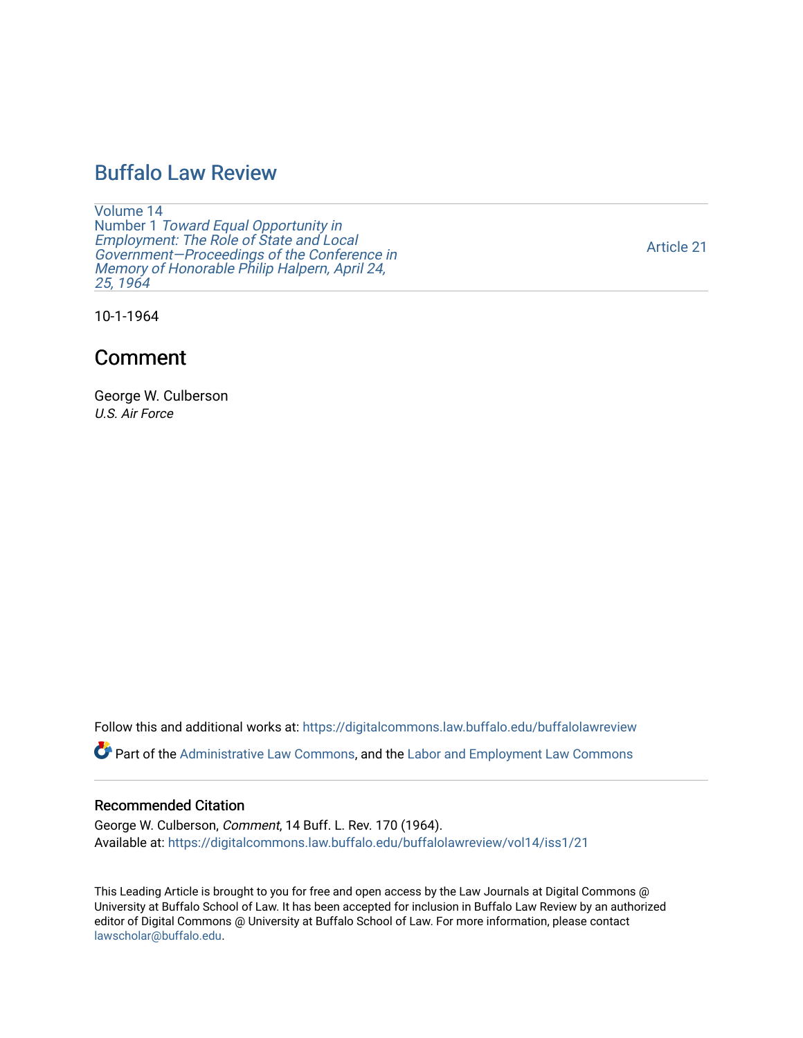# Buffalo Law Review

Volume 14
Number 1 *Toward Equal Opportunity in Employment: The Role of State and Local Government—Proceedings of the Conference in Memory of Honorable Philip Halpern, April 24, 25, 1964*

Article 21

10-1-1964

## Comment

George W. Culberson
*U.S. Air Force*

Follow this and additional works at: https://digitalcommons.law.buffalo.edu/buffalolawreview

Part of the Administrative Law Commons, and the Labor and Employment Law Commons

### Recommended Citation

George W. Culberson, *Comment*, 14 Buff. L. Rev. 170 (1964).
Available at: https://digitalcommons.law.buffalo.edu/buffalolawreview/vol14/iss1/21

This Leading Article is brought to you for free and open access by the Law Journals at Digital Commons @ University at Buffalo School of Law. It has been accepted for inclusion in Buffalo Law Review by an authorized editor of Digital Commons @ University at Buffalo School of Law. For more information, please contact lawscholar@buffalo.edu.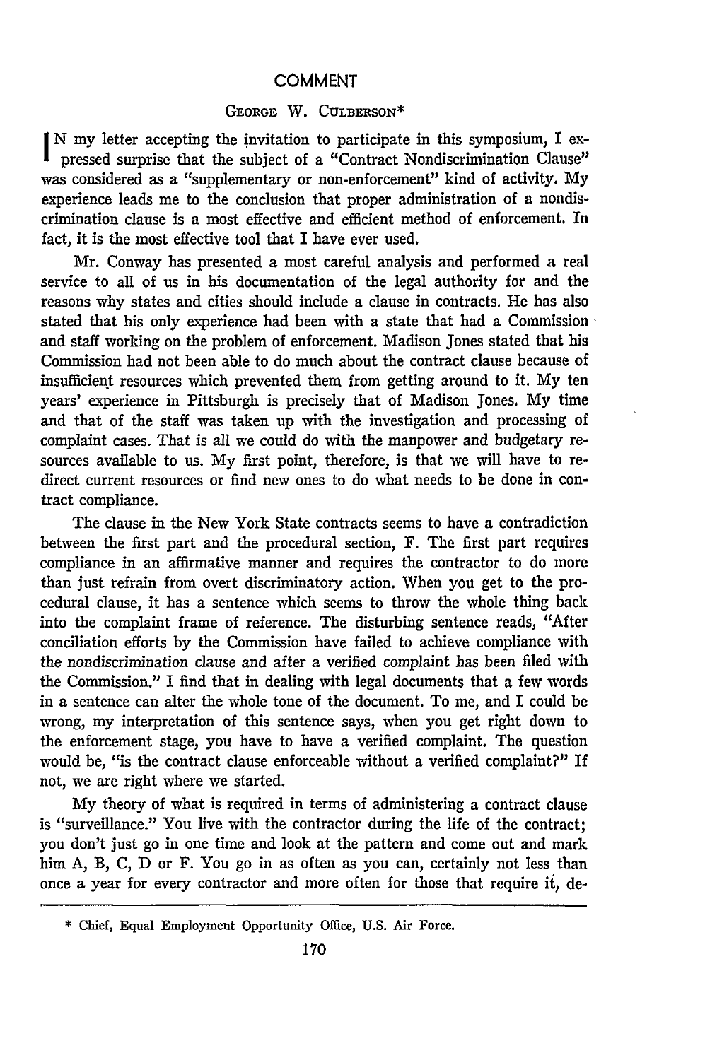## COMMENT

GEORGE W. CULBERSON*

IN my letter accepting the invitation to participate in this symposium, I expressed surprise that the subject of a "Contract Nondiscrimination Clause" was considered as a "supplementary or non-enforcement" kind of activity. My experience leads me to the conclusion that proper administration of a nondiscrimination clause is a most effective and efficient method of enforcement. In fact, it is the most effective tool that I have ever used.

Mr. Conway has presented a most careful analysis and performed a real service to all of us in his documentation of the legal authority for and the reasons why states and cities should include a clause in contracts. He has also stated that his only experience had been with a state that had a Commission and staff working on the problem of enforcement. Madison Jones stated that his Commission had not been able to do much about the contract clause because of insufficient resources which prevented them from getting around to it. My ten years' experience in Pittsburgh is precisely that of Madison Jones. My time and that of the staff was taken up with the investigation and processing of complaint cases. That is all we could do with the manpower and budgetary resources available to us. My first point, therefore, is that we will have to redirect current resources or find new ones to do what needs to be done in contract compliance.

The clause in the New York State contracts seems to have a contradiction between the first part and the procedural section, F. The first part requires compliance in an affirmative manner and requires the contractor to do more than just refrain from overt discriminatory action. When you get to the procedural clause, it has a sentence which seems to throw the whole thing back into the complaint frame of reference. The disturbing sentence reads, "After conciliation efforts by the Commission have failed to achieve compliance with the nondiscrimination clause and after a verified complaint has been filed with the Commission." I find that in dealing with legal documents that a few words in a sentence can alter the whole tone of the document. To me, and I could be wrong, my interpretation of this sentence says, when you get right down to the enforcement stage, you have to have a verified complaint. The question would be, "is the contract clause enforceable without a verified complaint?" If not, we are right where we started.

My theory of what is required in terms of administering a contract clause is "surveillance." You live with the contractor during the life of the contract; you don't just go in one time and look at the pattern and come out and mark him A, B, C, D or F. You go in as often as you can, certainly not less than once a year for every contractor and more often for those that require it, de-

---

* Chief, Equal Employment Opportunity Office, U.S. Air Force.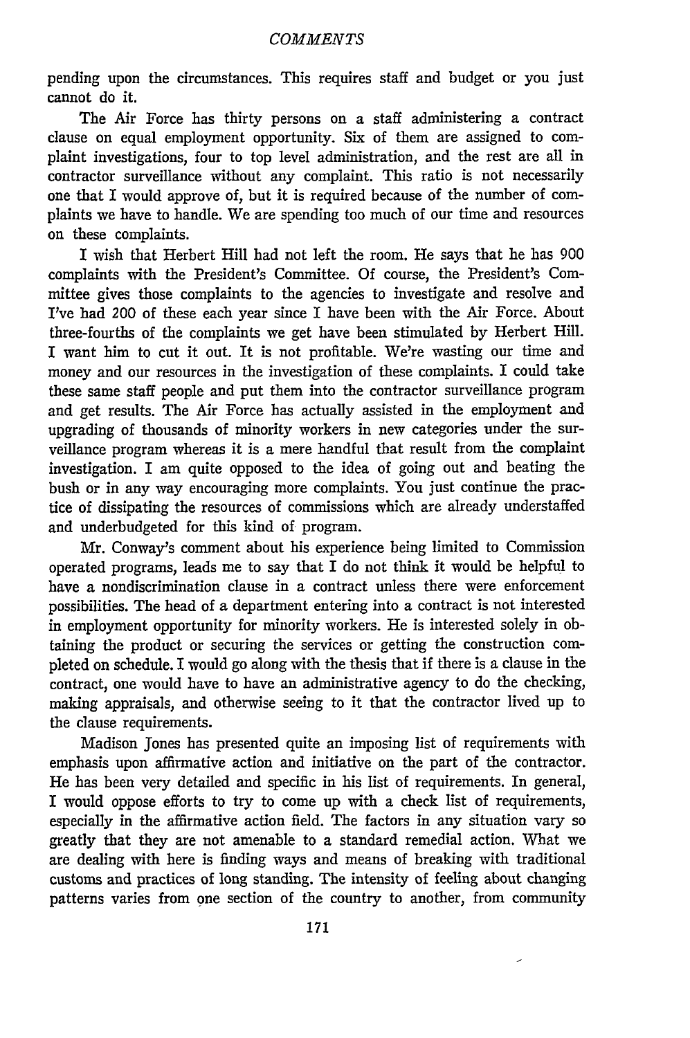pending upon the circumstances. This requires staff and budget or you just cannot do it.

The Air Force has thirty persons on a staff administering a contract clause on equal employment opportunity. Six of them are assigned to complaint investigations, four to top level administration, and the rest are all in contractor surveillance without any complaint. This ratio is not necessarily one that I would approve of, but it is required because of the number of complaints we have to handle. We are spending too much of our time and resources on these complaints.

I wish that Herbert Hill had not left the room. He says that he has 900 complaints with the President's Committee. Of course, the President's Committee gives those complaints to the agencies to investigate and resolve and I've had 200 of these each year since I have been with the Air Force. About three-fourths of the complaints we get have been stimulated by Herbert Hill. I want him to cut it out. It is not profitable. We're wasting our time and money and our resources in the investigation of these complaints. I could take these same staff people and put them into the contractor surveillance program and get results. The Air Force has actually assisted in the employment and upgrading of thousands of minority workers in new categories under the surveillance program whereas it is a mere handful that result from the complaint investigation. I am quite opposed to the idea of going out and beating the bush or in any way encouraging more complaints. You just continue the practice of dissipating the resources of commissions which are already understaffed and underbudgeted for this kind of program.

Mr. Conway's comment about his experience being limited to Commission operated programs, leads me to say that I do not think it would be helpful to have a nondiscrimination clause in a contract unless there were enforcement possibilities. The head of a department entering into a contract is not interested in employment opportunity for minority workers. He is interested solely in obtaining the product or securing the services or getting the construction completed on schedule. I would go along with the thesis that if there is a clause in the contract, one would have to have an administrative agency to do the checking, making appraisals, and otherwise seeing to it that the contractor lived up to the clause requirements.

Madison Jones has presented quite an imposing list of requirements with emphasis upon affirmative action and initiative on the part of the contractor. He has been very detailed and specific in his list of requirements. In general, I would oppose efforts to try to come up with a check list of requirements, especially in the affirmative action field. The factors in any situation vary so greatly that they are not amenable to a standard remedial action. What we are dealing with here is finding ways and means of breaking with traditional customs and practices of long standing. The intensity of feeling about changing patterns varies from one section of the country to another, from community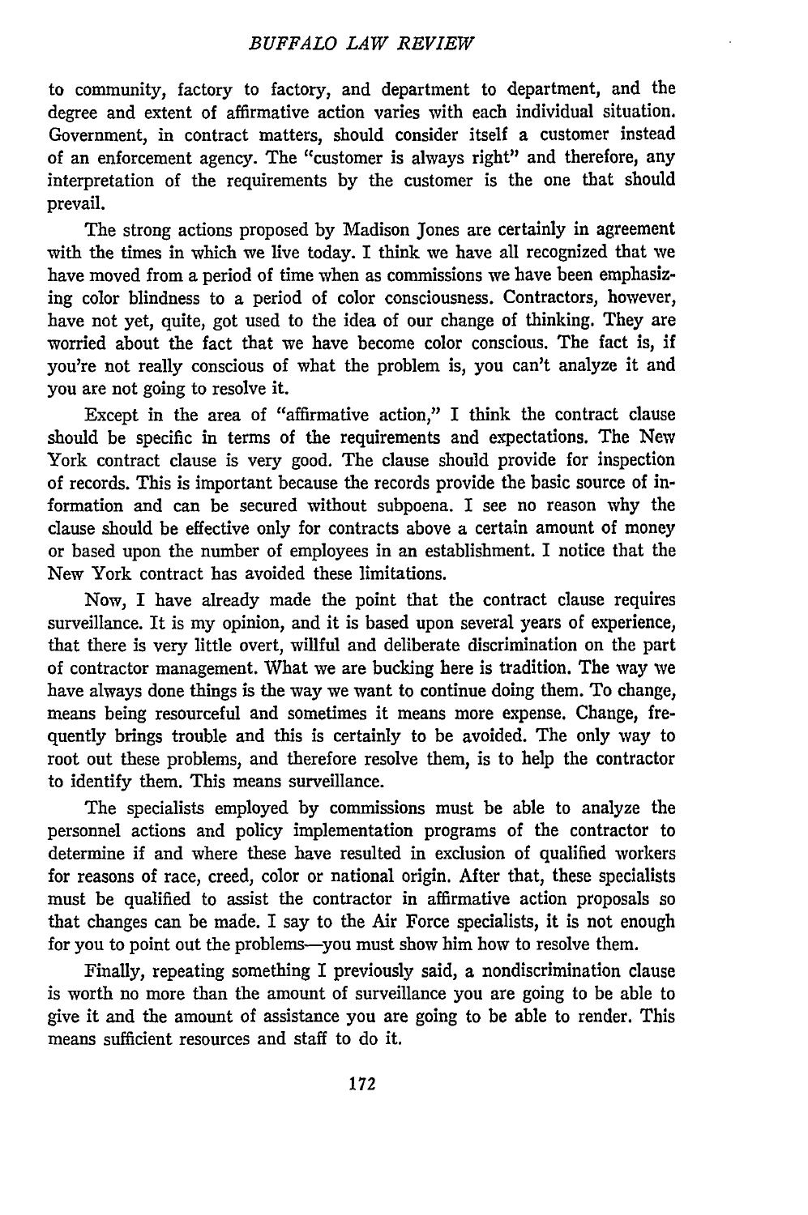to community, factory to factory, and department to department, and the degree and extent of affirmative action varies with each individual situation. Government, in contract matters, should consider itself a customer instead of an enforcement agency. The "customer is always right" and therefore, any interpretation of the requirements by the customer is the one that should prevail.

The strong actions proposed by Madison Jones are certainly in agreement with the times in which we live today. I think we have all recognized that we have moved from a period of time when as commissions we have been emphasizing color blindness to a period of color consciousness. Contractors, however, have not yet, quite, got used to the idea of our change of thinking. They are worried about the fact that we have become color conscious. The fact is, if you're not really conscious of what the problem is, you can't analyze it and you are not going to resolve it.

Except in the area of "affirmative action," I think the contract clause should be specific in terms of the requirements and expectations. The New York contract clause is very good. The clause should provide for inspection of records. This is important because the records provide the basic source of information and can be secured without subpoena. I see no reason why the clause should be effective only for contracts above a certain amount of money or based upon the number of employees in an establishment. I notice that the New York contract has avoided these limitations.

Now, I have already made the point that the contract clause requires surveillance. It is my opinion, and it is based upon several years of experience, that there is very little overt, willful and deliberate discrimination on the part of contractor management. What we are bucking here is tradition. The way we have always done things is the way we want to continue doing them. To change, means being resourceful and sometimes it means more expense. Change, frequently brings trouble and this is certainly to be avoided. The only way to root out these problems, and therefore resolve them, is to help the contractor to identify them. This means surveillance.

The specialists employed by commissions must be able to analyze the personnel actions and policy implementation programs of the contractor to determine if and where these have resulted in exclusion of qualified workers for reasons of race, creed, color or national origin. After that, these specialists must be qualified to assist the contractor in affirmative action proposals so that changes can be made. I say to the Air Force specialists, it is not enough for you to point out the problems—you must show him how to resolve them.

Finally, repeating something I previously said, a nondiscrimination clause is worth no more than the amount of surveillance you are going to be able to give it and the amount of assistance you are going to be able to render. This means sufficient resources and staff to do it.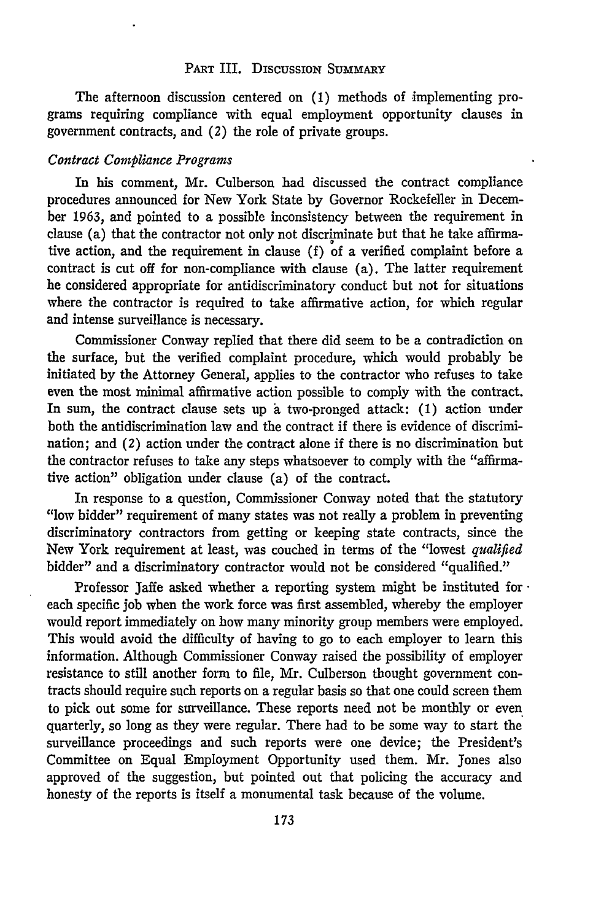## PART III. DISCUSSION SUMMARY

The afternoon discussion centered on (1) methods of implementing programs requiring compliance with equal employment opportunity clauses in government contracts, and (2) the role of private groups.

### *Contract Compliance Programs*

In his comment, Mr. Culberson had discussed the contract compliance procedures announced for New York State by Governor Rockefeller in December 1963, and pointed to a possible inconsistency between the requirement in clause (a) that the contractor not only not discriminate but that he take affirmative action, and the requirement in clause (f) of a verified complaint before a contract is cut off for non-compliance with clause (a). The latter requirement he considered appropriate for antidiscriminatory conduct but not for situations where the contractor is required to take affirmative action, for which regular and intense surveillance is necessary.

Commissioner Conway replied that there did seem to be a contradiction on the surface, but the verified complaint procedure, which would probably be initiated by the Attorney General, applies to the contractor who refuses to take even the most minimal affirmative action possible to comply with the contract. In sum, the contract clause sets up a two-pronged attack: (1) action under both the antidiscrimination law and the contract if there is evidence of discrimination; and (2) action under the contract alone if there is no discrimination but the contractor refuses to take any steps whatsoever to comply with the "affirmative action" obligation under clause (a) of the contract.

In response to a question, Commissioner Conway noted that the statutory "low bidder" requirement of many states was not really a problem in preventing discriminatory contractors from getting or keeping state contracts, since the New York requirement at least, was couched in terms of the "lowest *qualified* bidder" and a discriminatory contractor would not be considered "qualified."

Professor Jaffe asked whether a reporting system might be instituted for each specific job when the work force was first assembled, whereby the employer would report immediately on how many minority group members were employed. This would avoid the difficulty of having to go to each employer to learn this information. Although Commissioner Conway raised the possibility of employer resistance to still another form to file, Mr. Culberson thought government contracts should require such reports on a regular basis so that one could screen them to pick out some for surveillance. These reports need not be monthly or even quarterly, so long as they were regular. There had to be some way to start the surveillance proceedings and such reports were one device; the President's Committee on Equal Employment Opportunity used them. Mr. Jones also approved of the suggestion, but pointed out that policing the accuracy and honesty of the reports is itself a monumental task because of the volume.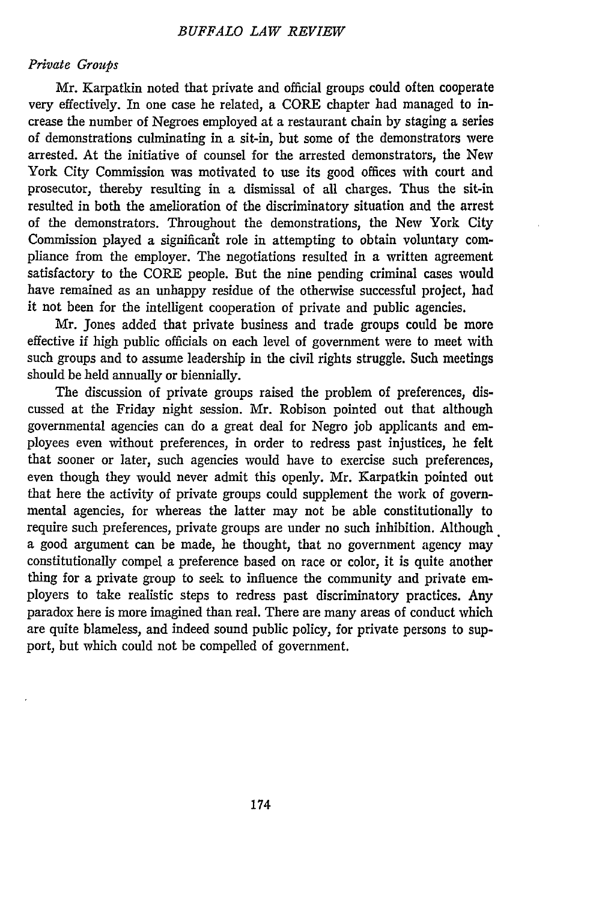*Private Groups*

Mr. Karpatkin noted that private and official groups could often cooperate very effectively. In one case he related, a CORE chapter had managed to increase the number of Negroes employed at a restaurant chain by staging a series of demonstrations culminating in a sit-in, but some of the demonstrators were arrested. At the initiative of counsel for the arrested demonstrators, the New York City Commission was motivated to use its good offices with court and prosecutor, thereby resulting in a dismissal of all charges. Thus the sit-in resulted in both the amelioration of the discriminatory situation and the arrest of the demonstrators. Throughout the demonstrations, the New York City Commission played a significant role in attempting to obtain voluntary compliance from the employer. The negotiations resulted in a written agreement satisfactory to the CORE people. But the nine pending criminal cases would have remained as an unhappy residue of the otherwise successful project, had it not been for the intelligent cooperation of private and public agencies.

Mr. Jones added that private business and trade groups could be more effective if high public officials on each level of government were to meet with such groups and to assume leadership in the civil rights struggle. Such meetings should be held annually or biennially.

The discussion of private groups raised the problem of preferences, discussed at the Friday night session. Mr. Robison pointed out that although governmental agencies can do a great deal for Negro job applicants and employees even without preferences, in order to redress past injustices, he felt that sooner or later, such agencies would have to exercise such preferences, even though they would never admit this openly. Mr. Karpatkin pointed out that here the activity of private groups could supplement the work of governmental agencies, for whereas the latter may not be able constitutionally to require such preferences, private groups are under no such inhibition. Although a good argument can be made, he thought, that no government agency may constitutionally compel a preference based on race or color, it is quite another thing for a private group to seek to influence the community and private employers to take realistic steps to redress past discriminatory practices. Any paradox here is more imagined than real. There are many areas of conduct which are quite blameless, and indeed sound public policy, for private persons to support, but which could not be compelled of government.